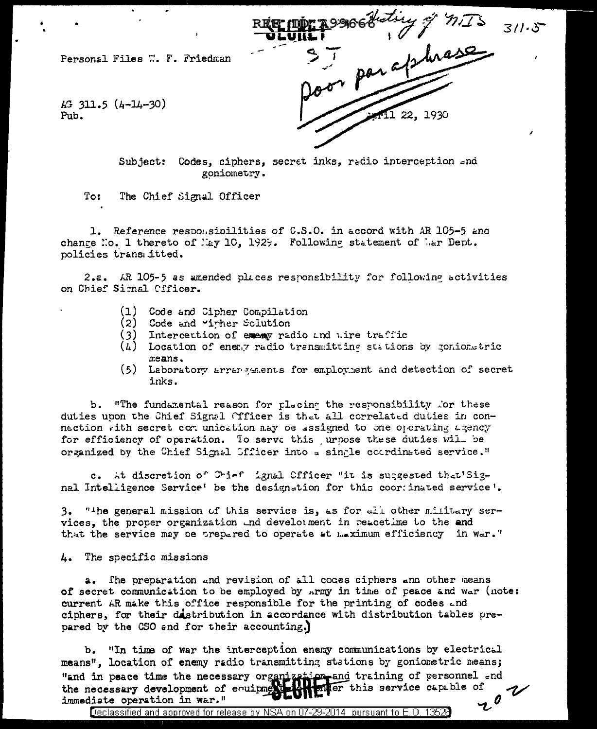REF ID:A99666 History of MIS 311.5

SECRET

ST

Poor paraphrase

Personal Files W. F. Friedman

AG 311.5 (4-14-30)
Pub.

April 22, 1930

Subject: Codes, ciphers, secret inks, radio interception and goniometry.

To: The Chief Signal Officer

1. Reference responsibilities of C.S.O. in accord with AR 105-5 and change No. 1 thereto of May 10, 1929. Following statement of War Dept. policies transmitted.

2.a. AR 105-5 as amended places responsibility for following activities on Chief Signal Officer.

(1) Code and Cipher Compilation
(2) Code and Cipher Solution
(3) Interception of enemy radio and wire traffic
(4) Location of enemy radio transmitting stations by goniometric means.
(5) Laboratory arrangements for employment and detection of secret inks.

b. "The fundamental reason for placing the responsibility for these duties upon the Chief Signal Officer is that all correlated duties in connection with secret communication may be assigned to one operating agency for efficiency of operation. To serve this purpose these duties will be organized by the Chief Signal Officer into a single coordinated service."

c. At discretion of Chief Signal Officer "it is suggested that 'Signal Intelligence Service' be the designation for this coordinated service'.

3. "The general mission of this service is, as for all other military services, the proper organization and development in peacetime to the end that the service may be prepared to operate at maximum efficiency in war."

4. The specific missions

a. The preparation and revision of all codes ciphers and other means of secret communication to be employed by Army in time of peace and war (note: current AR make this office responsible for the printing of codes and ciphers, for their distribution in accordance with distribution tables prepared by the CSO and for their accounting.)

b. "In time of war the interception enemy communications by electrical means", location of enemy radio transmitting stations by goniometric means; "and in peace time the necessary organization and training of personnel and the necessary development of equipment to render this service capable of immediate operation in war."

SECRET

20

Declassified and approved for release by NSA on 07-29-2014 pursuant to E.O. 13526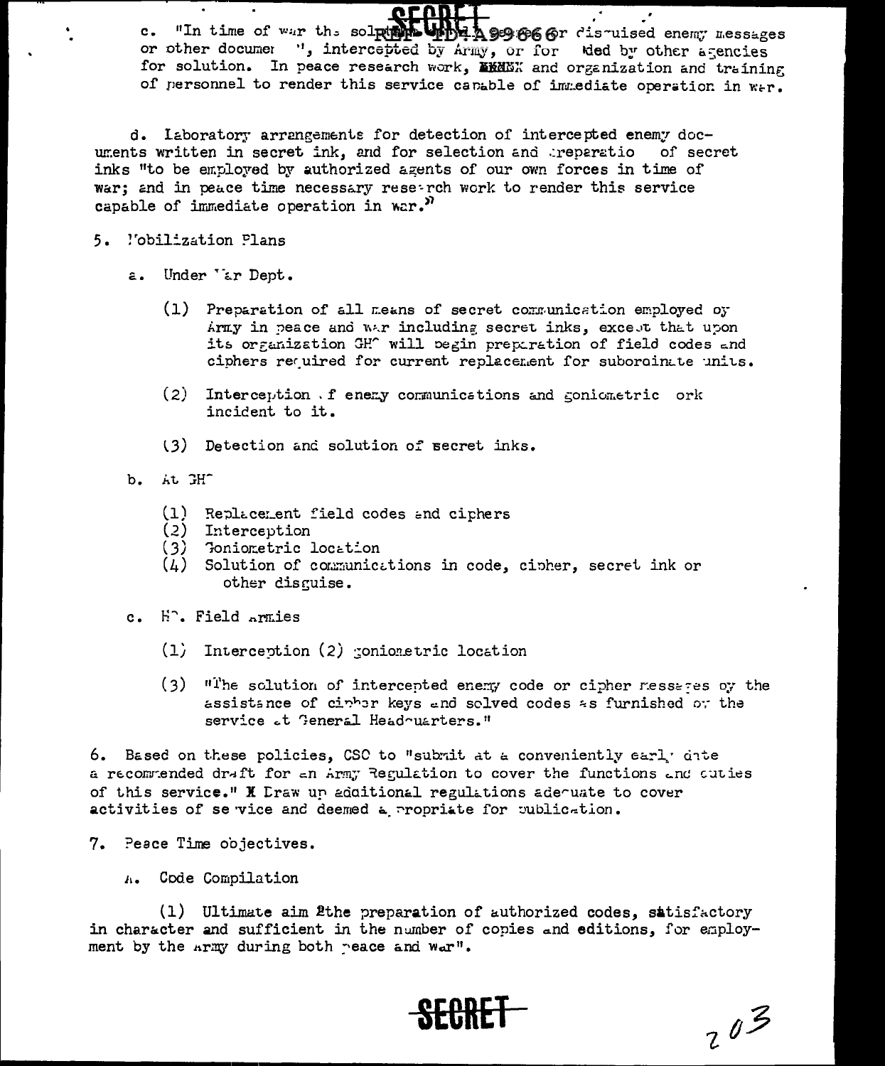c. "In time of war the solution of disguised enemy messages or other documents", intercepted by Army, or forwarded by other agencies for solution. In peace research work, and organization and training of personnel to render this service capable of immediate operation in war.

d. Laboratory arrangements for detection of intercepted enemy documents written in secret ink, and for selection and preparation of secret inks "to be employed by authorized agents of our own forces in time of war; and in peace time necessary research work to render this service capable of immediate operation in war."

5. Mobilization Plans

   a. Under War Dept.

      (1) Preparation of all means of secret communication employed by Army in peace and war including secret inks, except that upon its organization GHQ will begin preparation of field codes and ciphers required for current replacement for subordinate units.

      (2) Interception of enemy communications and goniometric work incident to it.

      (3) Detection and solution of secret inks.

   b. At GHQ

      (1) Replacement field codes and ciphers
      (2) Interception
      (3) Goniometric location
      (4) Solution of communications in code, cipher, secret ink or other disguise.

   c. HQ. Field Armies

      (1) Interception (2) goniometric location

      (3) "The solution of intercepted enemy code or cipher messages by the assistance of cipher keys and solved codes as furnished by the service at General Headquarters."

6. Based on these policies, CSO to "submit at a conveniently early date a recommended draft for an Army Regulation to cover the functions and duties of this service." X Draw up additional regulations adequate to cover activities of service and deemed appropriate for publication.

7. Peace Time objectives.

   a. Code Compilation

      (1) Ultimate aim the preparation of authorized codes, satisfactory in character and sufficient in the number of copies and editions, for employment by the Army during both peace and war".

SECRET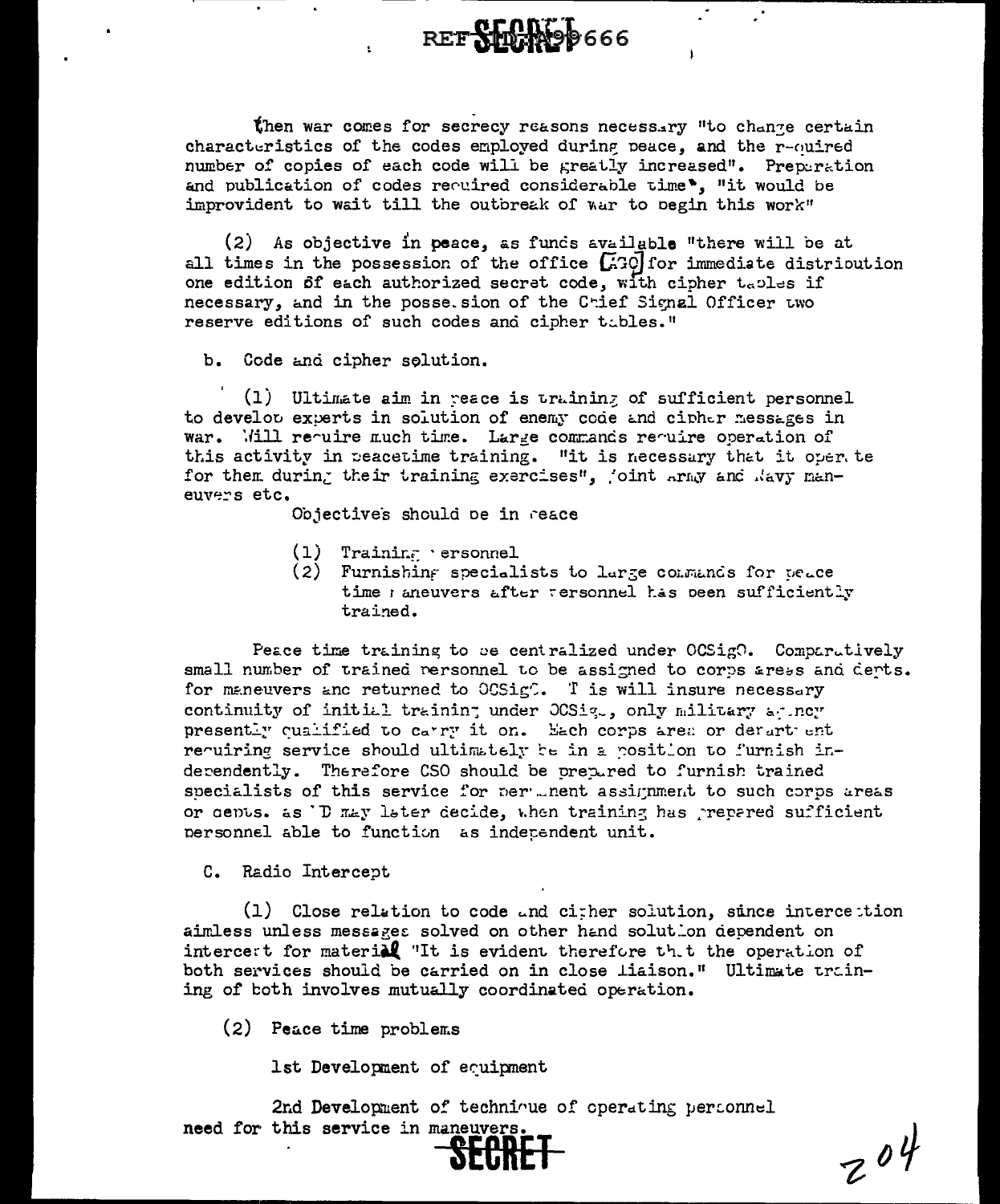When war comes for secrecy reasons necessary "to change certain characteristics of the codes employed during peace, and the required number of copies of each code will be greatly increased". Preparation and publication of codes required considerable time*, "it would be improvident to wait till the outbreak of war to begin this work"

(2) As objective in peace, as funds available "there will be at all times in the possession of the office [AGO] for immediate distribution one edition of each authorized secret code, with cipher tables if necessary, and in the possession of the Chief Signal Officer two reserve editions of such codes and cipher tables."

b. Code and cipher solution.

(1) Ultimate aim in peace is training of sufficient personnel to develop experts in solution of enemy code and cipher messages in war. Will require much time. Large commands require operation of this activity in peacetime training. "it is necessary that it operate for them during their training exercises", joint Army and Navy maneuvers etc.

Objectives should be in peace

(1) Training personnel
(2) Furnishing specialists to large commands for peace time maneuvers after personnel has been sufficiently trained.

Peace time training to be centralized under OCSigO. Comparatively small number of trained personnel to be assigned to corps areas and depts. for maneuvers and returned to OCSigO. This will insure necessary continuity of initial training under OCSigO, only military agency presently qualified to carry it on. Each corps area or department requiring service should ultimately be in a position to furnish independently. Therefore CSO should be prepared to furnish trained specialists of this service for permanent assignment to such corps areas or depts. as WD may later decide, when training has prepared sufficient personnel able to function as independent unit.

C. Radio Intercept

(1) Close relation to code and cipher solution, since interception aimless unless messages solved on other hand solution dependent on intercept for material "It is evident therefore that the operation of both services should be carried on in close liaison." Ultimate training of both involves mutually coordinated operation.

(2) Peace time problems

1st Development of equipment

2nd Development of technique of operating personnel need for this service in maneuvers.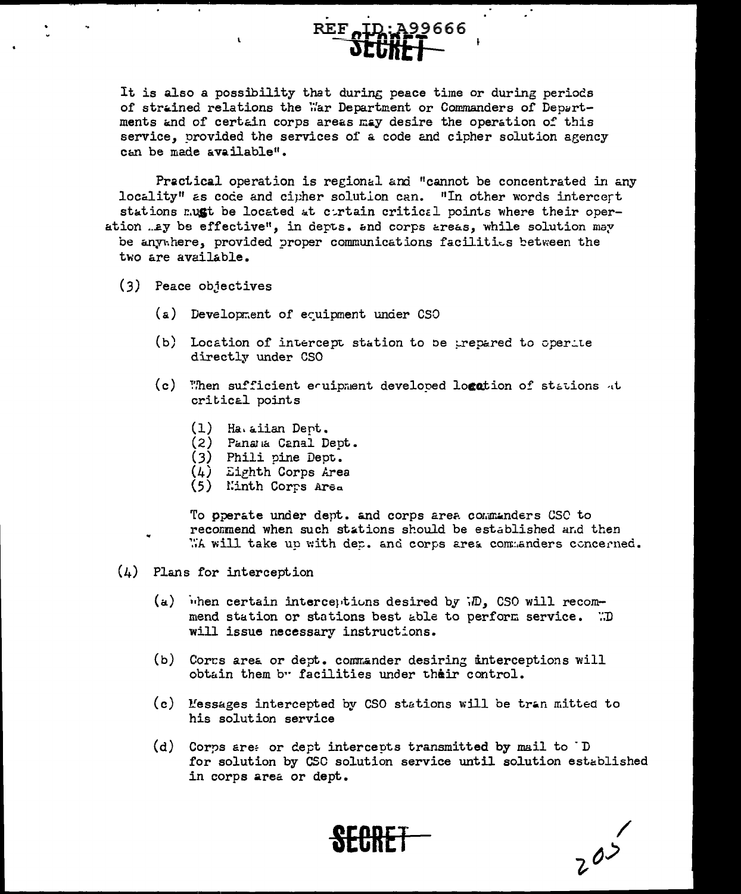It is also a possibility that during peace time or during periods of strained relations the War Department or Commanders of Departments and of certain corps areas may desire the operation of this service, provided the services of a code and cipher solution agency can be made available".

Practical operation is regional and "cannot be concentrated in any locality" as code and cipher solution can. "In other words intercept stations must be located at certain critical points where their operation may be effective", in depts. and corps areas, while solution may be anywhere, provided proper communications facilities between the two are available.

(3) Peace objectives

(a) Development of equipment under CSO

(b) Location of intercept station to be prepared to operate directly under CSO

(c) When sufficient equipment developed location of stations at critical points

(1) Hawaiian Dept.
(2) Panama Canal Dept.
(3) Philippine Dept.
(4) Eighth Corps Area
(5) Ninth Corps Area

To operate under dept. and corps area commanders CSO to recommend when such stations should be established and then WA will take up with dep. and corps area commanders concerned.

(4) Plans for interception

(a) When certain interceptions desired by WD, CSO will recommend station or stations best able to perform service. WD will issue necessary instructions.

(b) Corps area or dept. commander desiring interceptions will obtain them by facilities under their control.

(c) Messages intercepted by CSO stations will be transmitted to his solution service

(d) Corps area or dept intercepts transmitted by mail to WD for solution by CSO solution service until solution established in corps area or dept.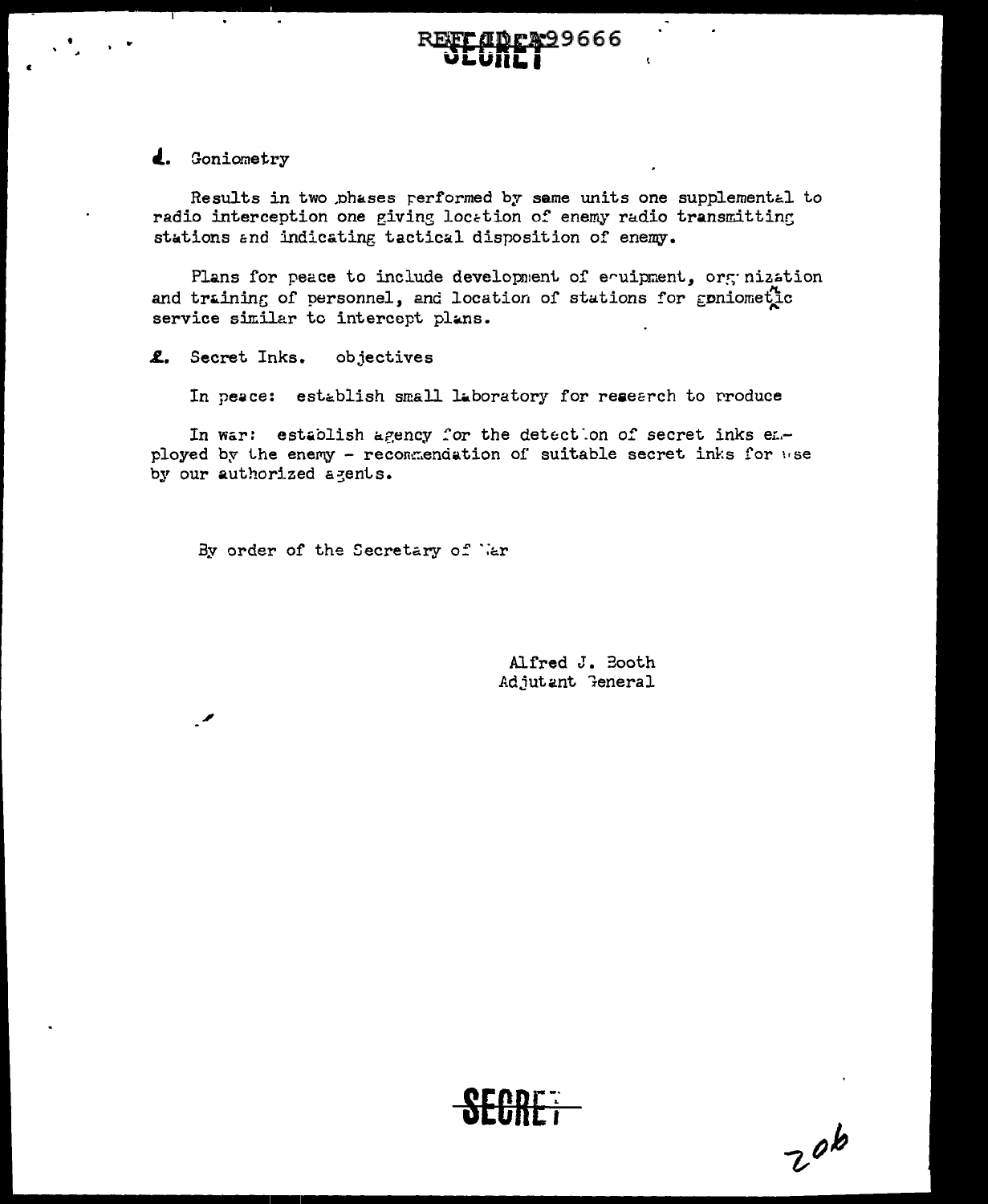REF ID:A99666

SECRET

**d.** Goniometry

Results in two phases performed by same units one supplemental to radio interception one giving location of enemy radio transmitting stations and indicating tactical disposition of enemy.

Plans for peace to include development of equipment, organization and training of personnel, and location of stations for goniometric service similar to intercept plans.

**e.** Secret Inks. objectives

In peace: establish small laboratory for research to produce

In war: establish agency for the detection of secret inks employed by the enemy - recommendation of suitable secret inks for use by our authorized agents.

By order of the Secretary of War

Alfred J. Booth
Adjutant General

SECRET

206